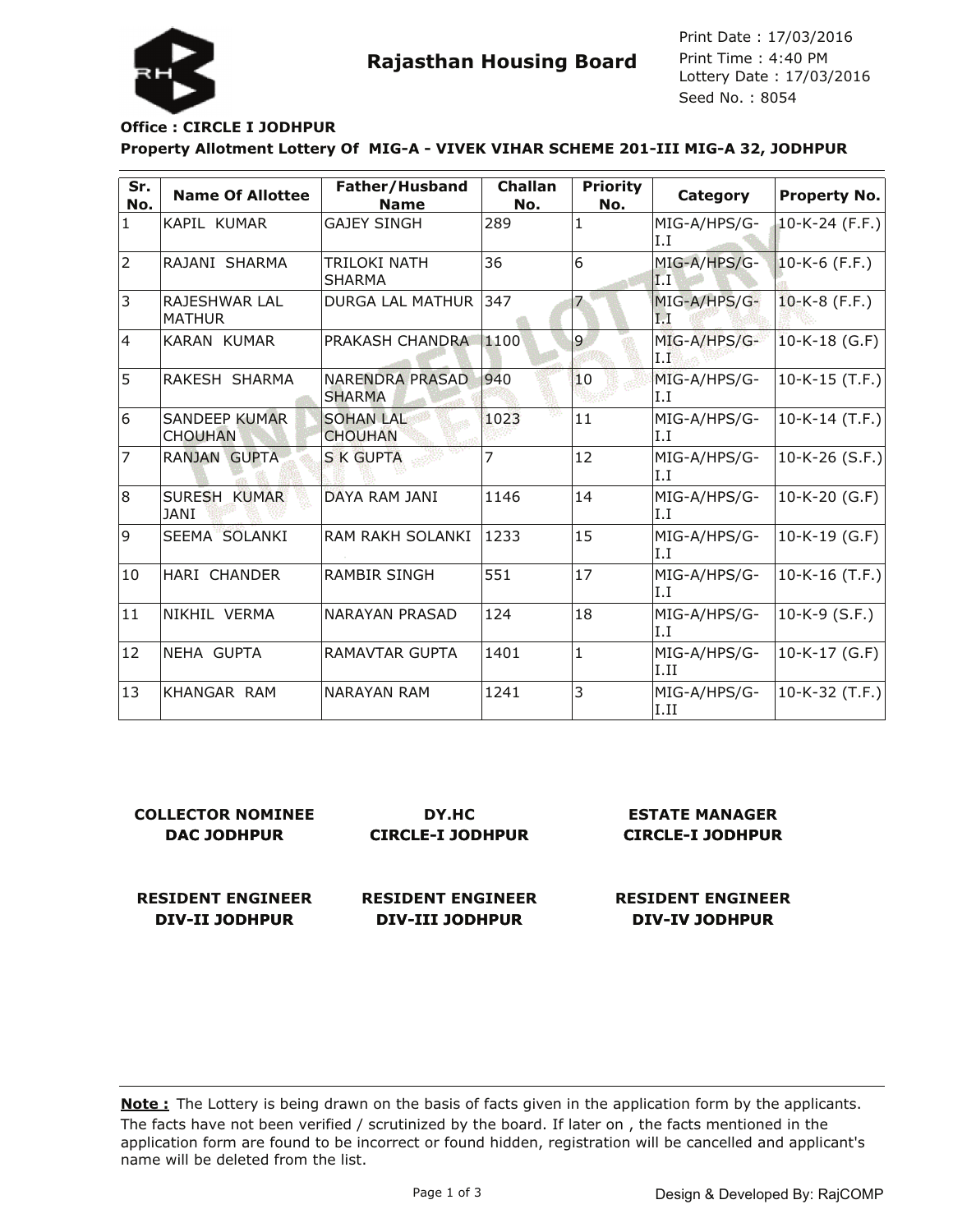# Rajasthan Housing Board

Print Date : 17/03/2016
Print Time : 4:40 PM
Lottery Date : 17/03/2016
Seed No. : 8054

**Office : CIRCLE I JODHPUR**

**Property Allotment Lottery Of MIG-A - VIVEK VIHAR SCHEME 201-III MIG-A 32, JODHPUR**

| Sr. No. | Name Of Allottee | Father/Husband Name | Challan No. | Priority No. | Category | Property No. |
|---|---|---|---|---|---|---|
| 1 | KAPIL KUMAR | GAJEY SINGH | 289 | 1 | MIG-A/HPS/G-I.I | 10-K-24 (F.F.) |
| 2 | RAJANI SHARMA | TRILOKI NATH SHARMA | 36 | 6 | MIG-A/HPS/G-I.I | 10-K-6 (F.F.) |
| 3 | RAJESHWAR LAL MATHUR | DURGA LAL MATHUR | 347 | 7 | MIG-A/HPS/G-I.I | 10-K-8 (F.F.) |
| 4 | KARAN KUMAR | PRAKASH CHANDRA | 1100 | 9 | MIG-A/HPS/G-I.I | 10-K-18 (G.F) |
| 5 | RAKESH SHARMA | NARENDRA PRASAD SHARMA | 940 | 10 | MIG-A/HPS/G-I.I | 10-K-15 (T.F.) |
| 6 | SANDEEP KUMAR CHOUHAN | SOHAN LAL CHOUHAN | 1023 | 11 | MIG-A/HPS/G-I.I | 10-K-14 (T.F.) |
| 7 | RANJAN GUPTA | S K GUPTA | 7 | 12 | MIG-A/HPS/G-I.I | 10-K-26 (S.F.) |
| 8 | SURESH KUMAR JANI | DAYA RAM JANI | 1146 | 14 | MIG-A/HPS/G-I.I | 10-K-20 (G.F) |
| 9 | SEEMA SOLANKI | RAM RAKH SOLANKI | 1233 | 15 | MIG-A/HPS/G-I.I | 10-K-19 (G.F) |
| 10 | HARI CHANDER | RAMBIR SINGH | 551 | 17 | MIG-A/HPS/G-I.I | 10-K-16 (T.F.) |
| 11 | NIKHIL VERMA | NARAYAN PRASAD | 124 | 18 | MIG-A/HPS/G-I.I | 10-K-9 (S.F.) |
| 12 | NEHA GUPTA | RAMAVTAR GUPTA | 1401 | 1 | MIG-A/HPS/G-I.II | 10-K-17 (G.F) |
| 13 | KHANGAR RAM | NARAYAN RAM | 1241 | 3 | MIG-A/HPS/G-I.II | 10-K-32 (T.F.) |

**COLLECTOR NOMINEE**
**DAC JODHPUR**

**DY.HC**
**CIRCLE-I JODHPUR**

**ESTATE MANAGER**
**CIRCLE-I JODHPUR**

**RESIDENT ENGINEER**
**DIV-II JODHPUR**

**RESIDENT ENGINEER**
**DIV-III JODHPUR**

**RESIDENT ENGINEER**
**DIV-IV JODHPUR**

**Note :** The Lottery is being drawn on the basis of facts given in the application form by the applicants. The facts have not been verified / scrutinized by the board. If later on , the facts mentioned in the application form are found to be incorrect or found hidden, registration will be cancelled and applicant's name will be deleted from the list.

Design & Developed By: RajCOMP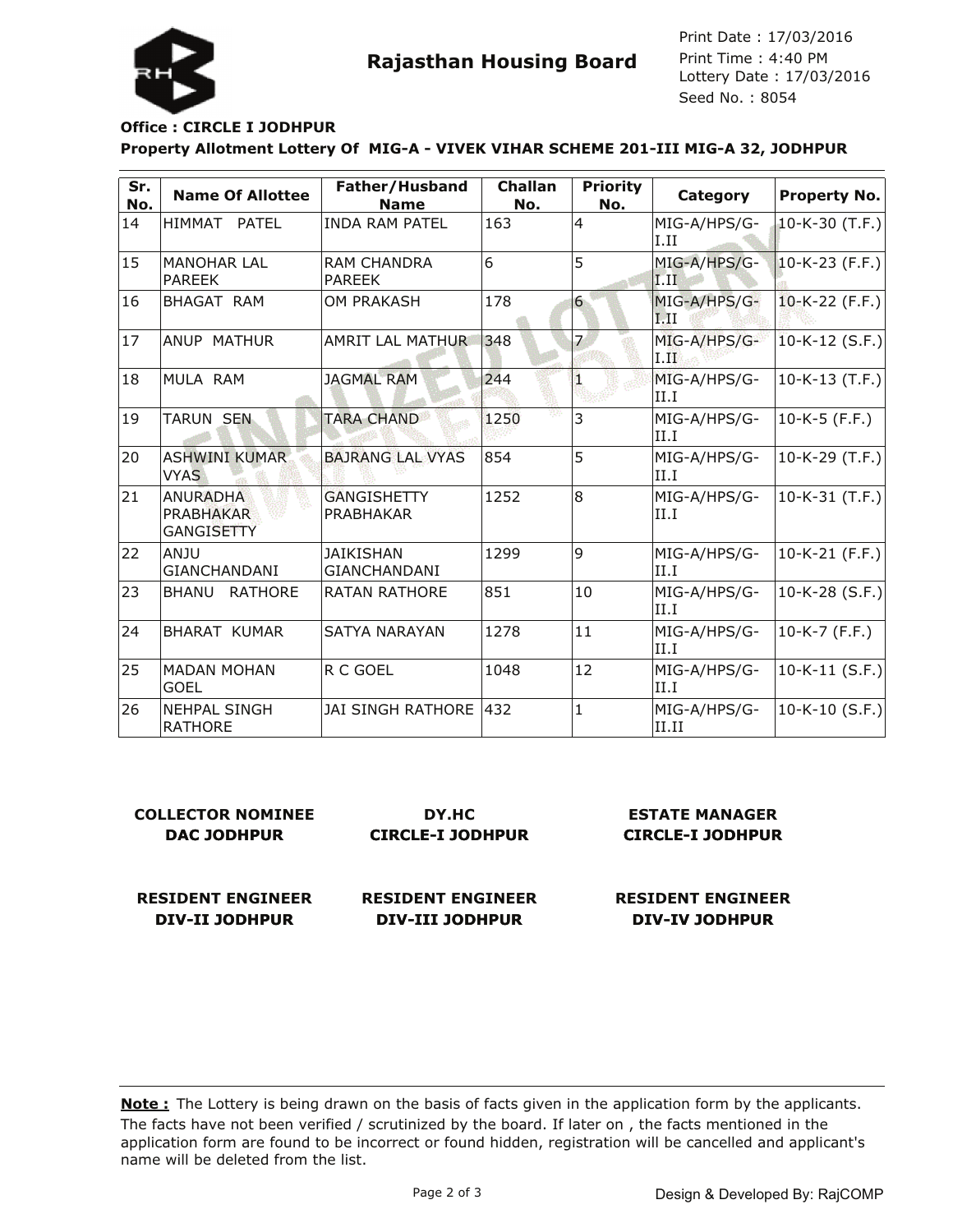**Rajasthan Housing Board**

Print Date : 17/03/2016
Print Time : 4:40 PM
Lottery Date : 17/03/2016
Seed No. : 8054

**Office : CIRCLE I JODHPUR**

**Property Allotment Lottery Of MIG-A - VIVEK VIHAR SCHEME 201-III MIG-A 32, JODHPUR**

| Sr. No. | Name Of Allottee | Father/Husband Name | Challan No. | Priority No. | Category | Property No. |
|---|---|---|---|---|---|---|
| 14 | HIMMAT PATEL | INDA RAM PATEL | 163 | 4 | MIG-A/HPS/G-I.II | 10-K-30 (T.F.) |
| 15 | MANOHAR LAL PAREEK | RAM CHANDRA PAREEK | 6 | 5 | MIG-A/HPS/G-I.II | 10-K-23 (F.F.) |
| 16 | BHAGAT RAM | OM PRAKASH | 178 | 6 | MIG-A/HPS/G-I.II | 10-K-22 (F.F.) |
| 17 | ANUP MATHUR | AMRIT LAL MATHUR | 348 | 7 | MIG-A/HPS/G-I.II | 10-K-12 (S.F.) |
| 18 | MULA RAM | JAGMAL RAM | 244 | 1 | MIG-A/HPS/G-II.I | 10-K-13 (T.F.) |
| 19 | TARUN SEN | TARA CHAND | 1250 | 3 | MIG-A/HPS/G-II.I | 10-K-5 (F.F.) |
| 20 | ASHWINI KUMAR VYAS | BAJRANG LAL VYAS | 854 | 5 | MIG-A/HPS/G-II.I | 10-K-29 (T.F.) |
| 21 | ANURADHA PRABHAKAR GANGISETTY | GANGISHETTY PRABHAKAR | 1252 | 8 | MIG-A/HPS/G-II.I | 10-K-31 (T.F.) |
| 22 | ANJU GIANCHANDANI | JAIKISHAN GIANCHANDANI | 1299 | 9 | MIG-A/HPS/G-II.I | 10-K-21 (F.F.) |
| 23 | BHANU RATHORE | RATAN RATHORE | 851 | 10 | MIG-A/HPS/G-II.I | 10-K-28 (S.F.) |
| 24 | BHARAT KUMAR | SATYA NARAYAN | 1278 | 11 | MIG-A/HPS/G-II.I | 10-K-7 (F.F.) |
| 25 | MADAN MOHAN GOEL | R C GOEL | 1048 | 12 | MIG-A/HPS/G-II.I | 10-K-11 (S.F.) |
| 26 | NEHPAL SINGH RATHORE | JAI SINGH RATHORE | 432 | 1 | MIG-A/HPS/G-II.II | 10-K-10 (S.F.) |

**COLLECTOR NOMINEE**
**DAC JODHPUR**

**DY.HC**
**CIRCLE-I JODHPUR**

**ESTATE MANAGER**
**CIRCLE-I JODHPUR**

**RESIDENT ENGINEER**
**DIV-II JODHPUR**

**RESIDENT ENGINEER**
**DIV-III JODHPUR**

**RESIDENT ENGINEER**
**DIV-IV JODHPUR**

**Note :** The Lottery is being drawn on the basis of facts given in the application form by the applicants. The facts have not been verified / scrutinized by the board. If later on , the facts mentioned in the application form are found to be incorrect or found hidden, registration will be cancelled and applicant's name will be deleted from the list.

Design & Developed By: RajCOMP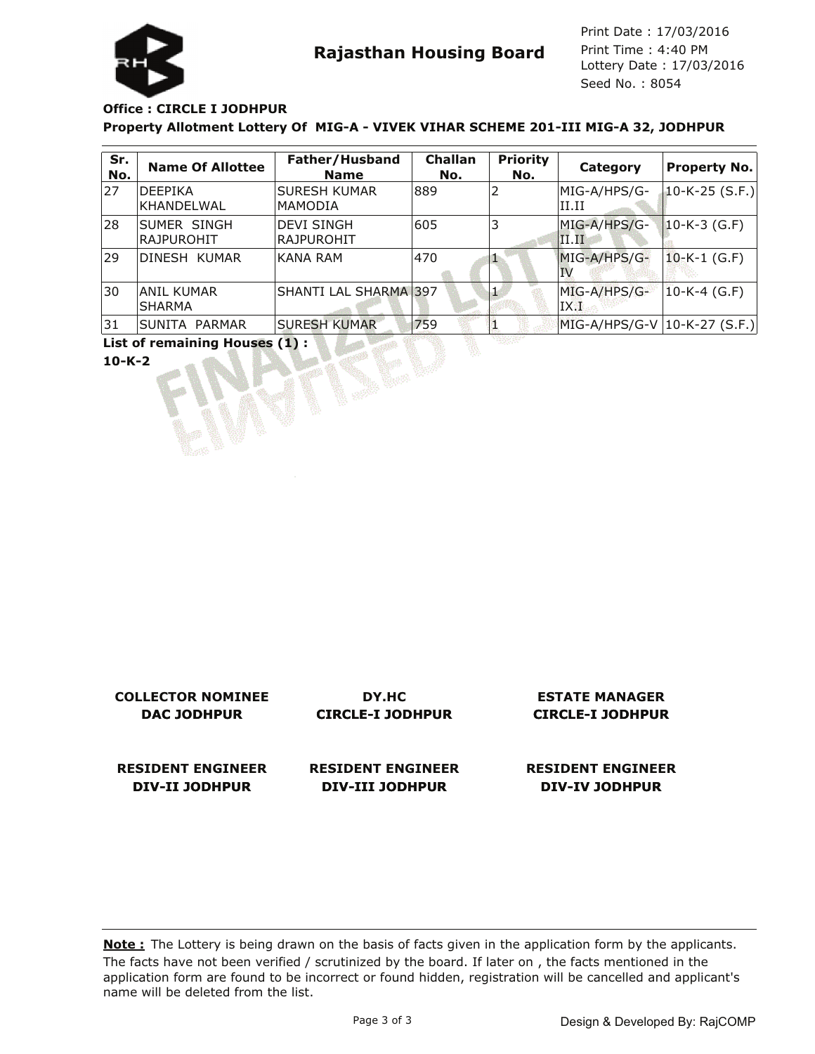# Rajasthan Housing Board

Print Date : 17/03/2016
Print Time : 4:40 PM
Lottery Date : 17/03/2016
Seed No. : 8054

**Office : CIRCLE I JODHPUR**

**Property Allotment Lottery Of MIG-A - VIVEK VIHAR SCHEME 201-III MIG-A 32, JODHPUR**

| Sr. No. | Name Of Allottee | Father/Husband Name | Challan No. | Priority No. | Category | Property No. |
|---|---|---|---|---|---|---|
| 27 | DEEPIKA KHANDELWAL | SURESH KUMAR MAMODIA | 889 | 2 | MIG-A/HPS/G-II.II | 10-K-25 (S.F.) |
| 28 | SUMER SINGH RAJPUROHIT | DEVI SINGH RAJPUROHIT | 605 | 3 | MIG-A/HPS/G-II.II | 10-K-3 (G.F) |
| 29 | DINESH KUMAR | KANA RAM | 470 | 1 | MIG-A/HPS/G-IV | 10-K-1 (G.F) |
| 30 | ANIL KUMAR SHARMA | SHANTI LAL SHARMA | 397 | 1 | MIG-A/HPS/G-IX.I | 10-K-4 (G.F) |
| 31 | SUNITA PARMAR | SURESH KUMAR | 759 | 1 | MIG-A/HPS/G-V | 10-K-27 (S.F.) |

**List of remaining Houses (1) :**

**10-K-2**

**COLLECTOR NOMINEE**
**DAC JODHPUR**

**DY.HC**
**CIRCLE-I JODHPUR**

**ESTATE MANAGER**
**CIRCLE-I JODHPUR**

**RESIDENT ENGINEER**
**DIV-II JODHPUR**

**RESIDENT ENGINEER**
**DIV-III JODHPUR**

**RESIDENT ENGINEER**
**DIV-IV JODHPUR**

**Note :** The Lottery is being drawn on the basis of facts given in the application form by the applicants. The facts have not been verified / scrutinized by the board. If later on , the facts mentioned in the application form are found to be incorrect or found hidden, registration will be cancelled and applicant's name will be deleted from the list.

Design & Developed By: RajCOMP